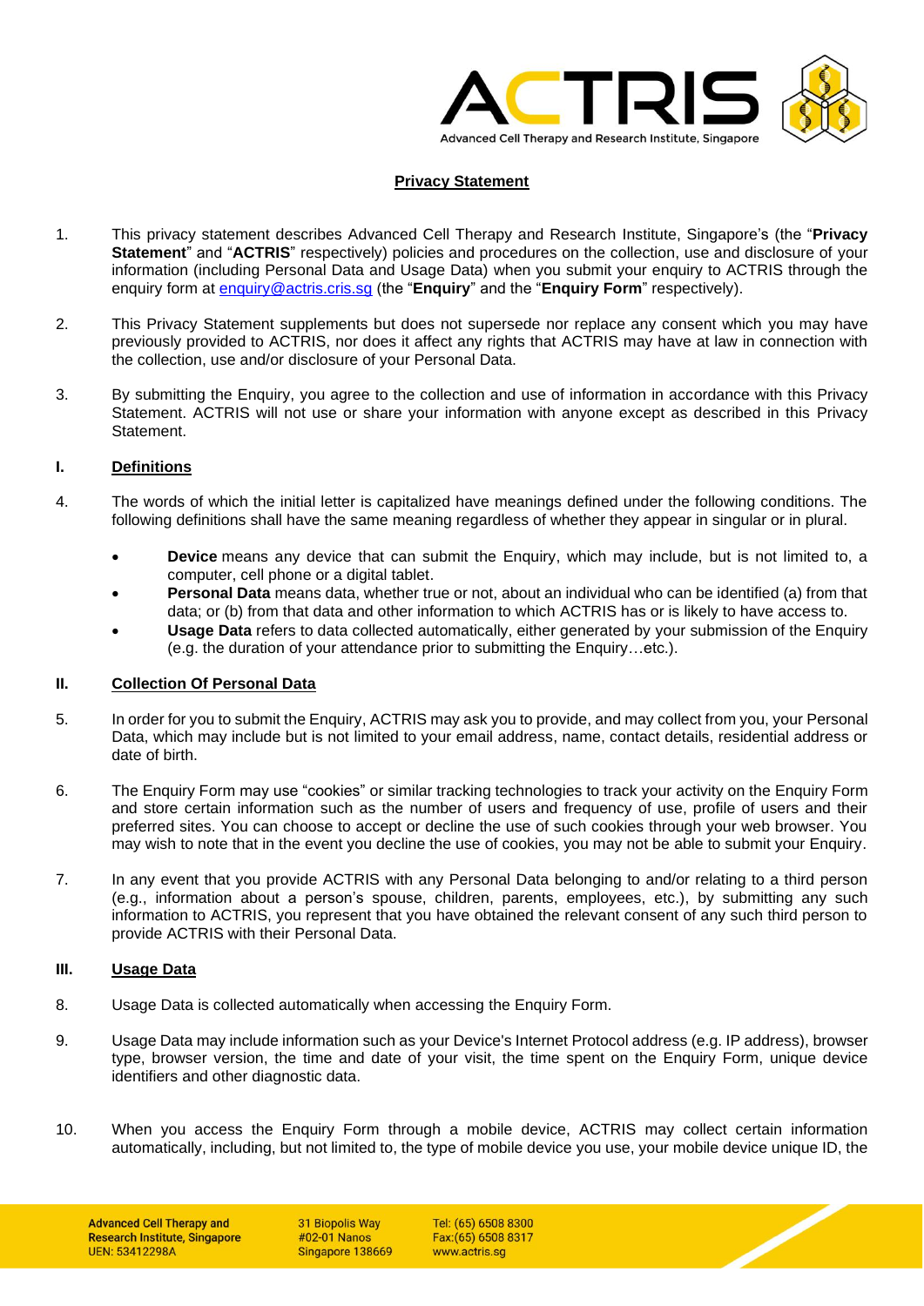# Privacy Statement

1. This privacy statement describes Advanced Cell Therapy and Research Institute, Singapore's (the "**Privacy Statement**" and "**ACTRIS**" respectively) policies and procedures on the collection, use and disclosure of your information (including Personal Data and Usage Data) when you submit your enquiry to ACTRIS through the enquiry form at enquiry@actris.cris.sg (the "**Enquiry**" and the "**Enquiry Form**" respectively).

2. This Privacy Statement supplements but does not supersede nor replace any consent which you may have previously provided to ACTRIS, nor does it affect any rights that ACTRIS may have at law in connection with the collection, use and/or disclosure of your Personal Data.

3. By submitting the Enquiry, you agree to the collection and use of information in accordance with this Privacy Statement. ACTRIS will not use or share your information with anyone except as described in this Privacy Statement.

## I. Definitions

4. The words of which the initial letter is capitalized have meanings defined under the following conditions. The following definitions shall have the same meaning regardless of whether they appear in singular or in plural.

   - **Device** means any device that can submit the Enquiry, which may include, but is not limited to, a computer, cell phone or a digital tablet.
   - **Personal Data** means data, whether true or not, about an individual who can be identified (a) from that data; or (b) from that data and other information to which ACTRIS has or is likely to have access to.
   - **Usage Data** refers to data collected automatically, either generated by your submission of the Enquiry (e.g. the duration of your attendance prior to submitting the Enquiry…etc.).

## II. Collection Of Personal Data

5. In order for you to submit the Enquiry, ACTRIS may ask you to provide, and may collect from you, your Personal Data, which may include but is not limited to your email address, name, contact details, residential address or date of birth.

6. The Enquiry Form may use "cookies" or similar tracking technologies to track your activity on the Enquiry Form and store certain information such as the number of users and frequency of use, profile of users and their preferred sites. You can choose to accept or decline the use of such cookies through your web browser. You may wish to note that in the event you decline the use of cookies, you may not be able to submit your Enquiry.

7. In any event that you provide ACTRIS with any Personal Data belonging to and/or relating to a third person (e.g., information about a person's spouse, children, parents, employees, etc.), by submitting any such information to ACTRIS, you represent that you have obtained the relevant consent of any such third person to provide ACTRIS with their Personal Data.

## III. Usage Data

8. Usage Data is collected automatically when accessing the Enquiry Form.

9. Usage Data may include information such as your Device's Internet Protocol address (e.g. IP address), browser type, browser version, the time and date of your visit, the time spent on the Enquiry Form, unique device identifiers and other diagnostic data.

10. When you access the Enquiry Form through a mobile device, ACTRIS may collect certain information automatically, including, but not limited to, the type of mobile device you use, your mobile device unique ID, the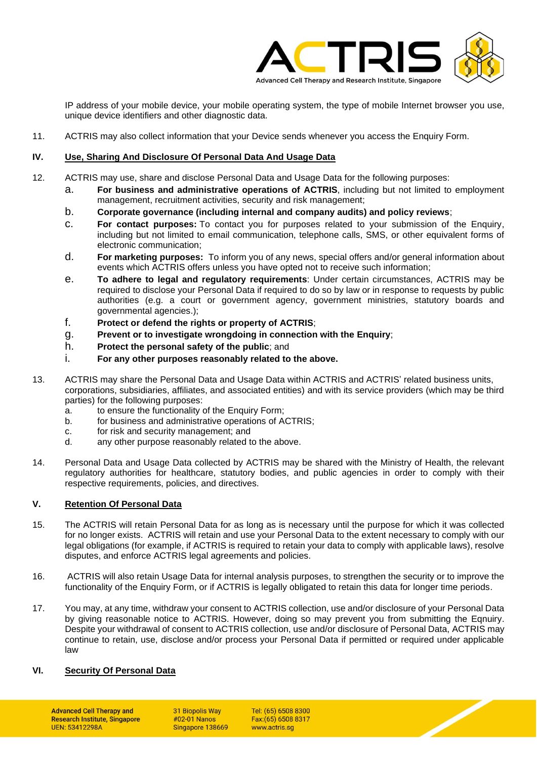IP address of your mobile device, your mobile operating system, the type of mobile Internet browser you use, unique device identifiers and other diagnostic data.

11. ACTRIS may also collect information that your Device sends whenever you access the Enquiry Form.

## IV. Use, Sharing And Disclosure Of Personal Data And Usage Data

12. ACTRIS may use, share and disclose Personal Data and Usage Data for the following purposes:
    a. **For business and administrative operations of ACTRIS**, including but not limited to employment management, recruitment activities, security and risk management;
    b. **Corporate governance (including internal and company audits) and policy reviews**;
    c. **For contact purposes:** To contact you for purposes related to your submission of the Enquiry, including but not limited to email communication, telephone calls, SMS, or other equivalent forms of electronic communication;
    d. **For marketing purposes:** To inform you of any news, special offers and/or general information about events which ACTRIS offers unless you have opted not to receive such information;
    e. **To adhere to legal and regulatory requirements**: Under certain circumstances, ACTRIS may be required to disclose your Personal Data if required to do so by law or in response to requests by public authorities (e.g. a court or government agency, government ministries, statutory boards and governmental agencies.);
    f. **Protect or defend the rights or property of ACTRIS**;
    g. **Prevent or to investigate wrongdoing in connection with the Enquiry**;
    h. **Protect the personal safety of the public**; and
    i. **For any other purposes reasonably related to the above.**

13. ACTRIS may share the Personal Data and Usage Data within ACTRIS and ACTRIS' related business units, corporations, subsidiaries, affiliates, and associated entities) and with its service providers (which may be third parties) for the following purposes:
    a. to ensure the functionality of the Enquiry Form;
    b. for business and administrative operations of ACTRIS;
    c. for risk and security management; and
    d. any other purpose reasonably related to the above.

14. Personal Data and Usage Data collected by ACTRIS may be shared with the Ministry of Health, the relevant regulatory authorities for healthcare, statutory bodies, and public agencies in order to comply with their respective requirements, policies, and directives.

## V. Retention Of Personal Data

15. The ACTRIS will retain Personal Data for as long as is necessary until the purpose for which it was collected for no longer exists. ACTRIS will retain and use your Personal Data to the extent necessary to comply with our legal obligations (for example, if ACTRIS is required to retain your data to comply with applicable laws), resolve disputes, and enforce ACTRIS legal agreements and policies.

16. ACTRIS will also retain Usage Data for internal analysis purposes, to strengthen the security or to improve the functionality of the Enquiry Form, or if ACTRIS is legally obligated to retain this data for longer time periods.

17. You may, at any time, withdraw your consent to ACTRIS collection, use and/or disclosure of your Personal Data by giving reasonable notice to ACTRIS. However, doing so may prevent you from submitting the Eqnuiry. Despite your withdrawal of consent to ACTRIS collection, use and/or disclosure of Personal Data, ACTRIS may continue to retain, use, disclose and/or process your Personal Data if permitted or required under applicable law

## VI. Security Of Personal Data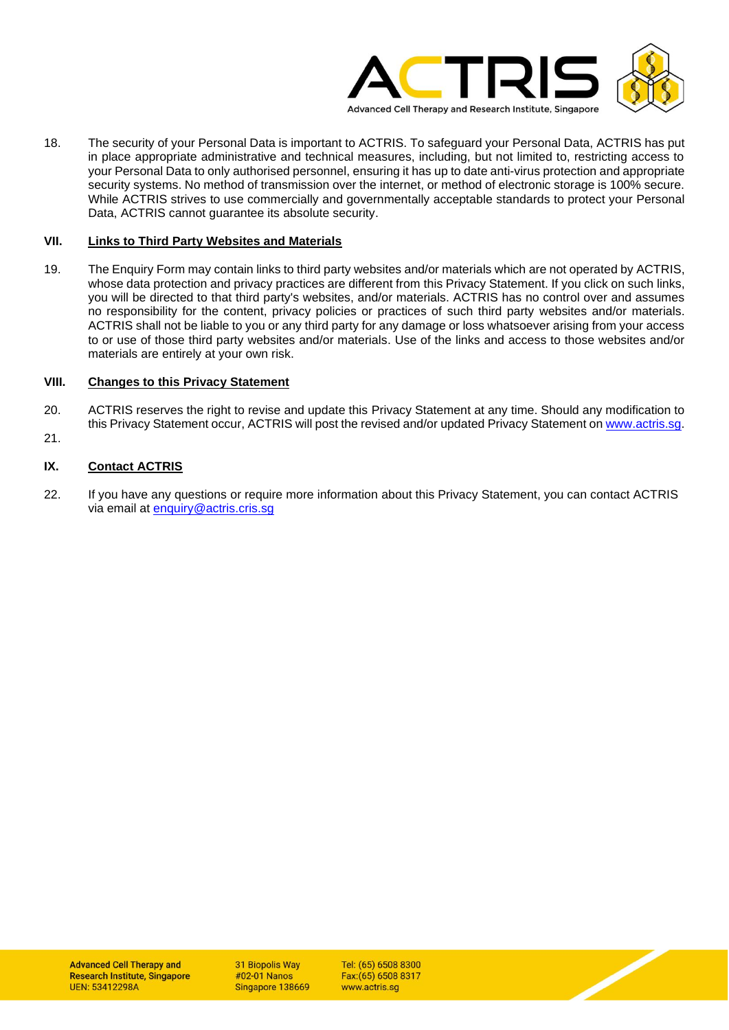18. The security of your Personal Data is important to ACTRIS. To safeguard your Personal Data, ACTRIS has put in place appropriate administrative and technical measures, including, but not limited to, restricting access to your Personal Data to only authorised personnel, ensuring it has up to date anti-virus protection and appropriate security systems. No method of transmission over the internet, or method of electronic storage is 100% secure. While ACTRIS strives to use commercially and governmentally acceptable standards to protect your Personal Data, ACTRIS cannot guarantee its absolute security.

## VII. Links to Third Party Websites and Materials

19. The Enquiry Form may contain links to third party websites and/or materials which are not operated by ACTRIS, whose data protection and privacy practices are different from this Privacy Statement. If you click on such links, you will be directed to that third party's websites, and/or materials. ACTRIS has no control over and assumes no responsibility for the content, privacy policies or practices of such third party websites and/or materials. ACTRIS shall not be liable to you or any third party for any damage or loss whatsoever arising from your access to or use of those third party websites and/or materials. Use of the links and access to those websites and/or materials are entirely at your own risk.

## VIII. Changes to this Privacy Statement

20. ACTRIS reserves the right to revise and update this Privacy Statement at any time. Should any modification to this Privacy Statement occur, ACTRIS will post the revised and/or updated Privacy Statement on www.actris.sg.

21.

## IX. Contact ACTRIS

22. If you have any questions or require more information about this Privacy Statement, you can contact ACTRIS via email at enquiry@actris.cris.sg